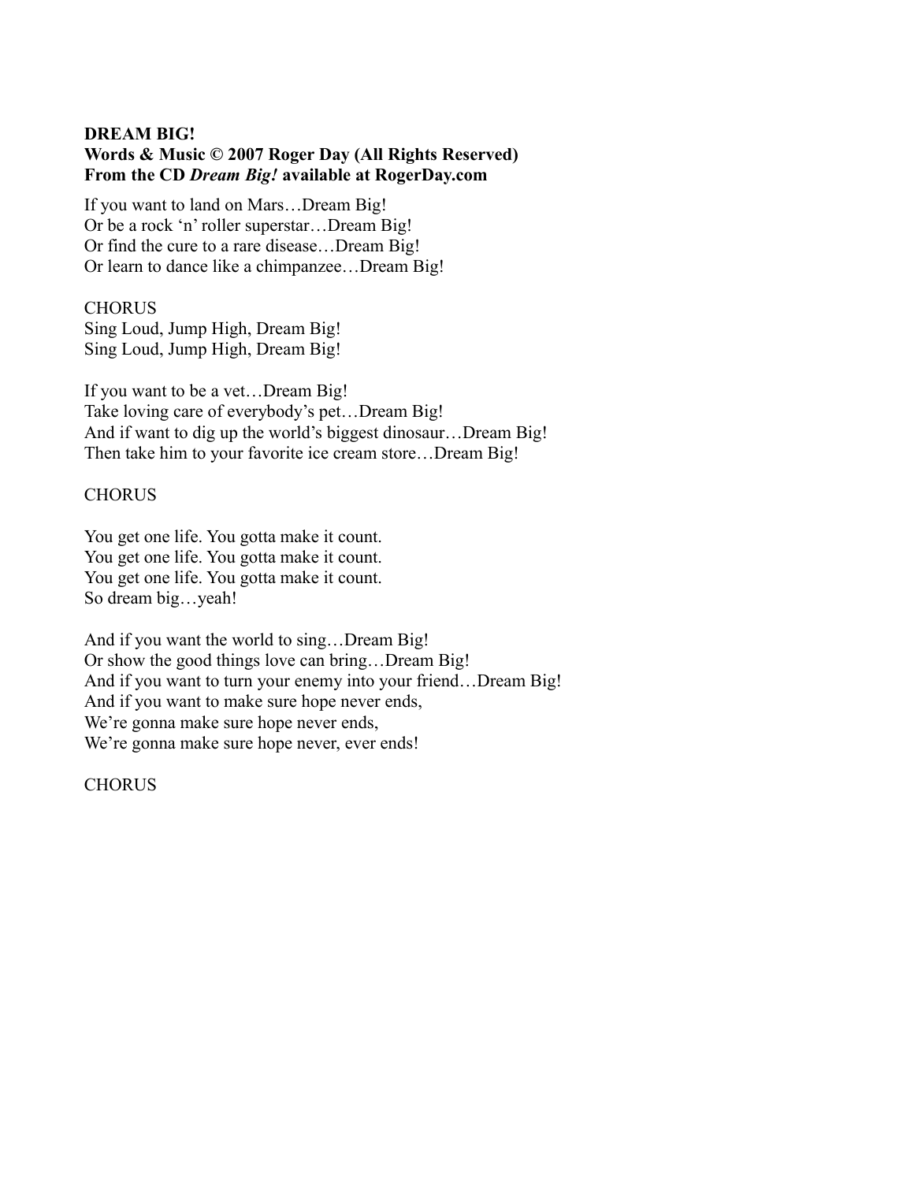**DREAM BIG!**
**Words & Music © 2007 Roger Day (All Rights Reserved)**
**From the CD *Dream Big!* available at RogerDay.com**

If you want to land on Mars…Dream Big!
Or be a rock 'n' roller superstar…Dream Big!
Or find the cure to a rare disease…Dream Big!
Or learn to dance like a chimpanzee…Dream Big!

CHORUS
Sing Loud, Jump High, Dream Big!
Sing Loud, Jump High, Dream Big!

If you want to be a vet…Dream Big!
Take loving care of everybody's pet…Dream Big!
And if want to dig up the world's biggest dinosaur…Dream Big!
Then take him to your favorite ice cream store…Dream Big!

CHORUS

You get one life. You gotta make it count.
You get one life. You gotta make it count.
You get one life. You gotta make it count.
So dream big…yeah!

And if you want the world to sing…Dream Big!
Or show the good things love can bring…Dream Big!
And if you want to turn your enemy into your friend…Dream Big!
And if you want to make sure hope never ends,
We're gonna make sure hope never ends,
We're gonna make sure hope never, ever ends!

CHORUS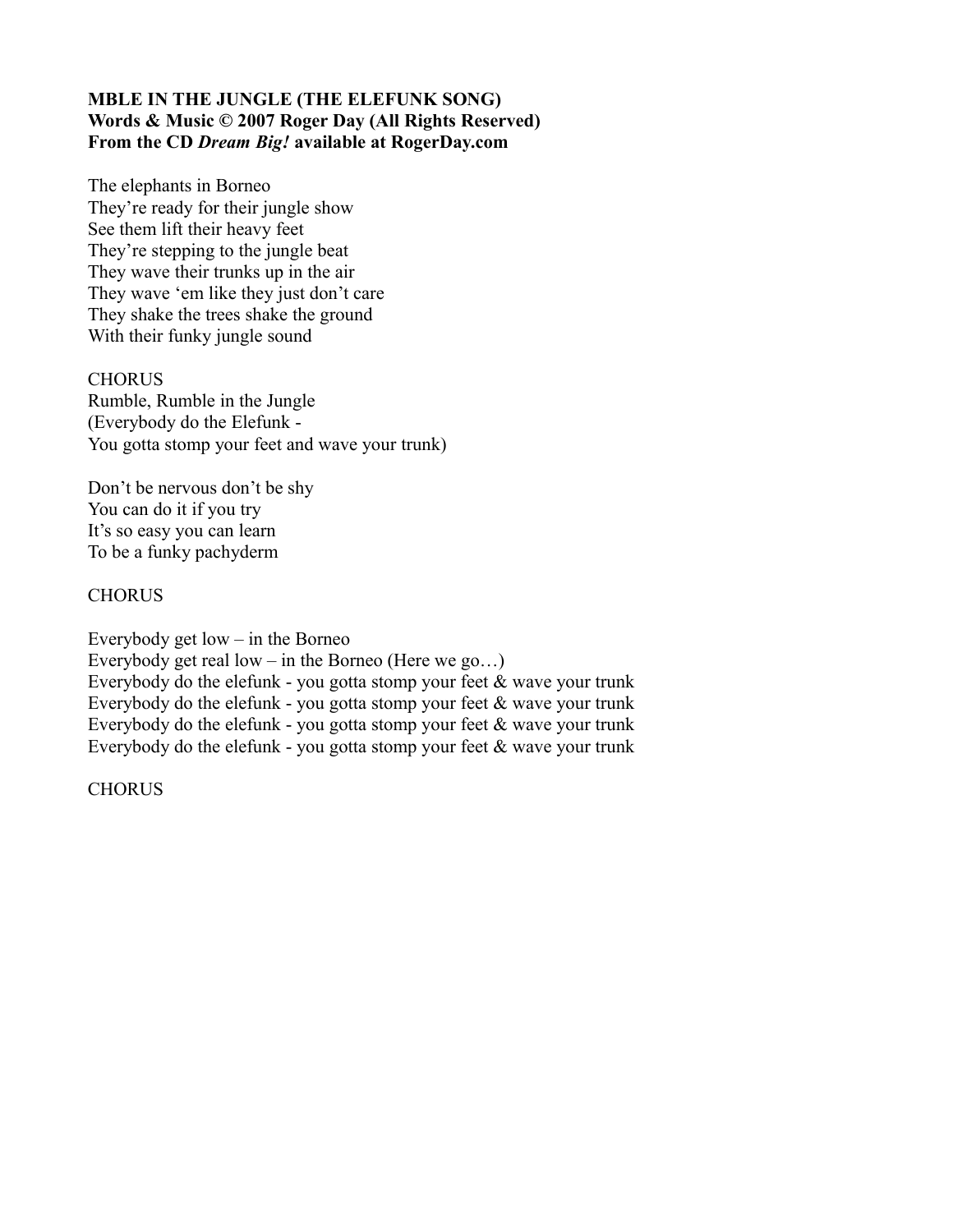**MBLE IN THE JUNGLE (THE ELEFUNK SONG)**
**Words & Music © 2007 Roger Day (All Rights Reserved)**
**From the CD *Dream Big!* available at RogerDay.com**

The elephants in Borneo
They're ready for their jungle show
See them lift their heavy feet
They're stepping to the jungle beat
They wave their trunks up in the air
They wave 'em like they just don't care
They shake the trees shake the ground
With their funky jungle sound

CHORUS
Rumble, Rumble in the Jungle
(Everybody do the Elefunk -
You gotta stomp your feet and wave your trunk)

Don't be nervous don't be shy
You can do it if you try
It's so easy you can learn
To be a funky pachyderm

CHORUS

Everybody get low – in the Borneo
Everybody get real low – in the Borneo (Here we go…)
Everybody do the elefunk - you gotta stomp your feet & wave your trunk
Everybody do the elefunk - you gotta stomp your feet & wave your trunk
Everybody do the elefunk - you gotta stomp your feet & wave your trunk
Everybody do the elefunk - you gotta stomp your feet & wave your trunk

CHORUS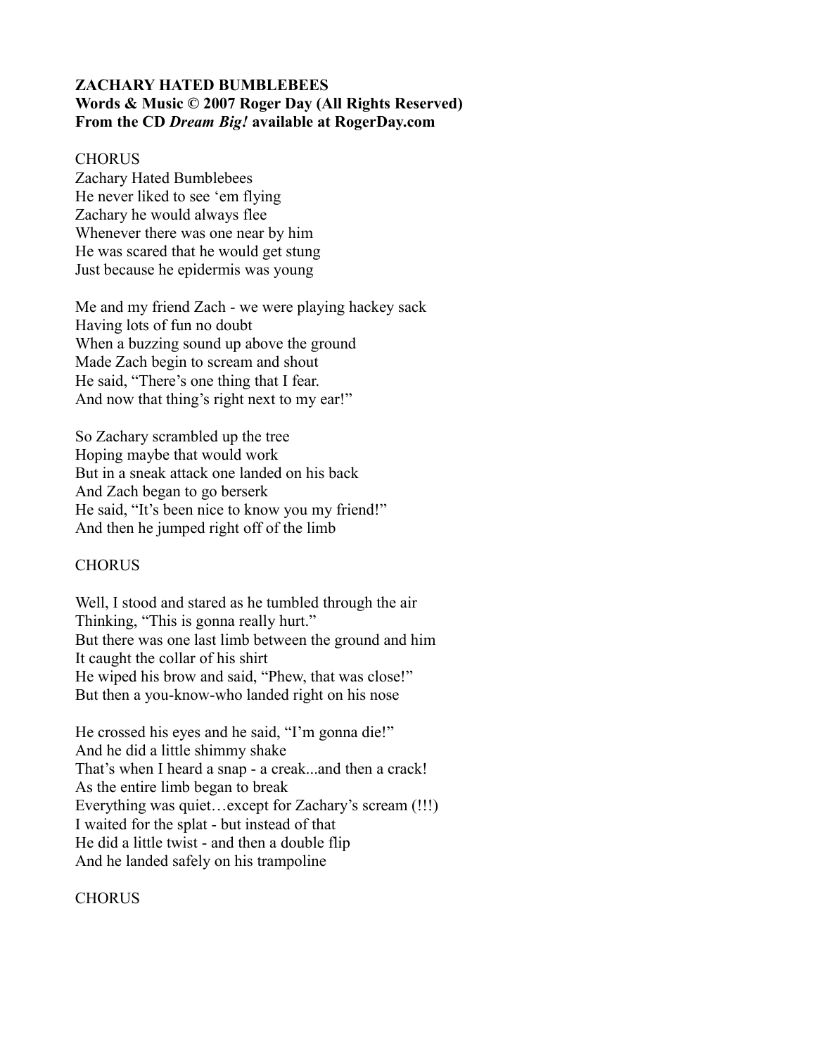**ZACHARY HATED BUMBLEBEES**
**Words & Music © 2007 Roger Day (All Rights Reserved)**
**From the CD *Dream Big!* available at RogerDay.com**

CHORUS
Zachary Hated Bumblebees
He never liked to see 'em flying
Zachary he would always flee
Whenever there was one near by him
He was scared that he would get stung
Just because he epidermis was young

Me and my friend Zach - we were playing hackey sack
Having lots of fun no doubt
When a buzzing sound up above the ground
Made Zach begin to scream and shout
He said, "There's one thing that I fear.
And now that thing's right next to my ear!"

So Zachary scrambled up the tree
Hoping maybe that would work
But in a sneak attack one landed on his back
And Zach began to go berserk
He said, "It's been nice to know you my friend!"
And then he jumped right off of the limb

CHORUS

Well, I stood and stared as he tumbled through the air
Thinking, "This is gonna really hurt."
But there was one last limb between the ground and him
It caught the collar of his shirt
He wiped his brow and said, "Phew, that was close!"
But then a you-know-who landed right on his nose

He crossed his eyes and he said, "I'm gonna die!"
And he did a little shimmy shake
That's when I heard a snap - a creak...and then a crack!
As the entire limb began to break
Everything was quiet…except for Zachary's scream (!!!)
I waited for the splat - but instead of that
He did a little twist - and then a double flip
And he landed safely on his trampoline

CHORUS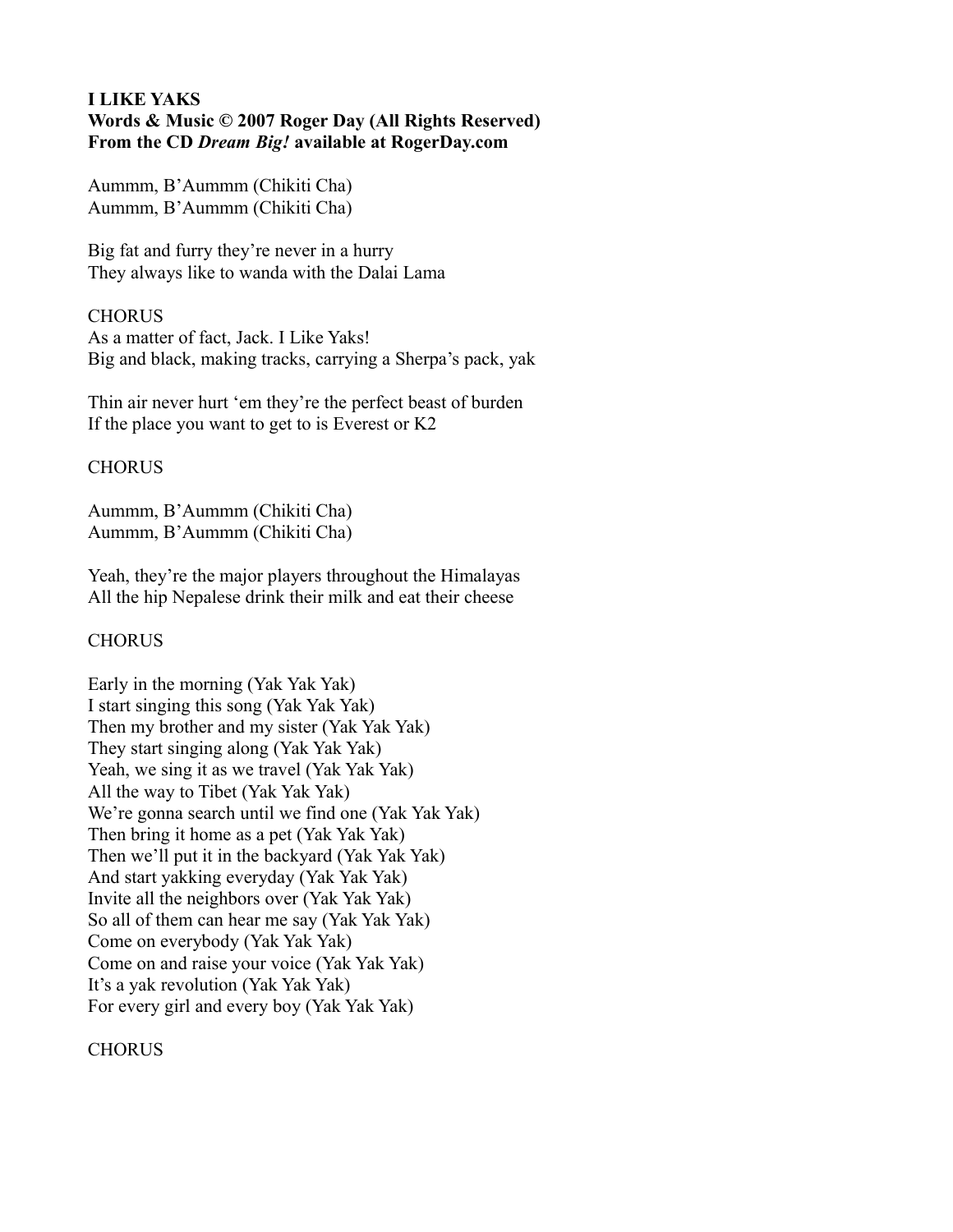**I LIKE YAKS**
**Words & Music © 2007 Roger Day (All Rights Reserved)**
**From the CD *Dream Big!* available at RogerDay.com**

Aummm, B'Aummm (Chikiti Cha)
Aummm, B'Aummm (Chikiti Cha)

Big fat and furry they're never in a hurry
They always like to wanda with the Dalai Lama

CHORUS
As a matter of fact, Jack. I Like Yaks!
Big and black, making tracks, carrying a Sherpa's pack, yak

Thin air never hurt 'em they're the perfect beast of burden
If the place you want to get to is Everest or K2

CHORUS

Aummm, B'Aummm (Chikiti Cha)
Aummm, B'Aummm (Chikiti Cha)

Yeah, they're the major players throughout the Himalayas
All the hip Nepalese drink their milk and eat their cheese

CHORUS

Early in the morning (Yak Yak Yak)
I start singing this song (Yak Yak Yak)
Then my brother and my sister (Yak Yak Yak)
They start singing along (Yak Yak Yak)
Yeah, we sing it as we travel (Yak Yak Yak)
All the way to Tibet (Yak Yak Yak)
We're gonna search until we find one (Yak Yak Yak)
Then bring it home as a pet (Yak Yak Yak)
Then we'll put it in the backyard (Yak Yak Yak)
And start yakking everyday (Yak Yak Yak)
Invite all the neighbors over (Yak Yak Yak)
So all of them can hear me say (Yak Yak Yak)
Come on everybody (Yak Yak Yak)
Come on and raise your voice (Yak Yak Yak)
It's a yak revolution (Yak Yak Yak)
For every girl and every boy (Yak Yak Yak)

CHORUS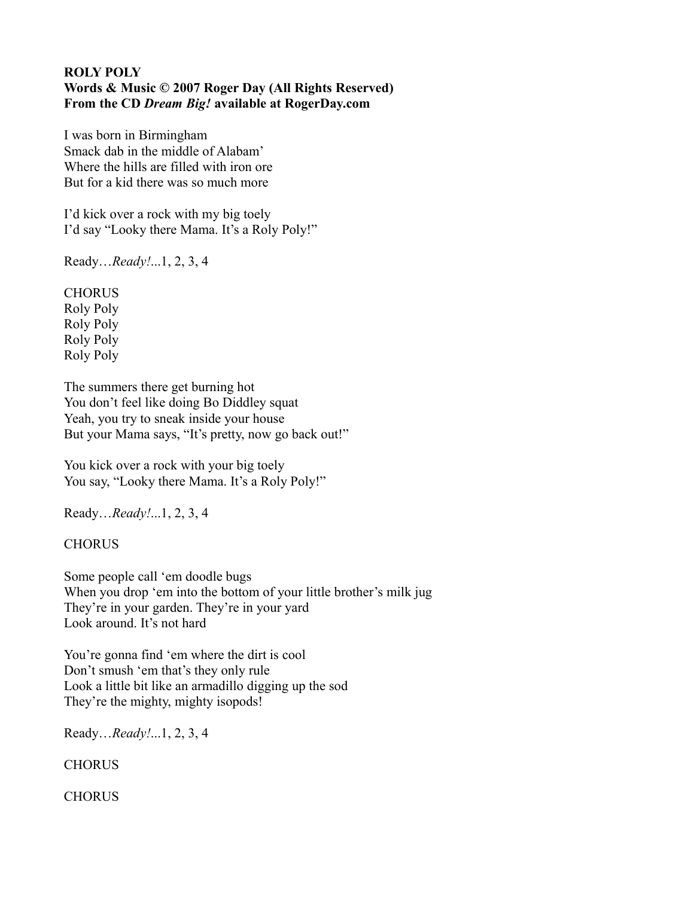**ROLY POLY**
**Words & Music © 2007 Roger Day (All Rights Reserved)**
**From the CD *Dream Big!* available at RogerDay.com**

I was born in Birmingham
Smack dab in the middle of Alabam'
Where the hills are filled with iron ore
But for a kid there was so much more

I'd kick over a rock with my big toely
I'd say "Looky there Mama. It's a Roly Poly!"

Ready…*Ready!*...1, 2, 3, 4

CHORUS
Roly Poly
Roly Poly
Roly Poly
Roly Poly

The summers there get burning hot
You don't feel like doing Bo Diddley squat
Yeah, you try to sneak inside your house
But your Mama says, "It's pretty, now go back out!"

You kick over a rock with your big toely
You say, "Looky there Mama. It's a Roly Poly!"

Ready…*Ready!*...1, 2, 3, 4

CHORUS

Some people call 'em doodle bugs
When you drop 'em into the bottom of your little brother's milk jug
They're in your garden. They're in your yard
Look around. It's not hard

You're gonna find 'em where the dirt is cool
Don't smush 'em that's they only rule
Look a little bit like an armadillo digging up the sod
They're the mighty, mighty isopods!

Ready…*Ready!*...1, 2, 3, 4

CHORUS

CHORUS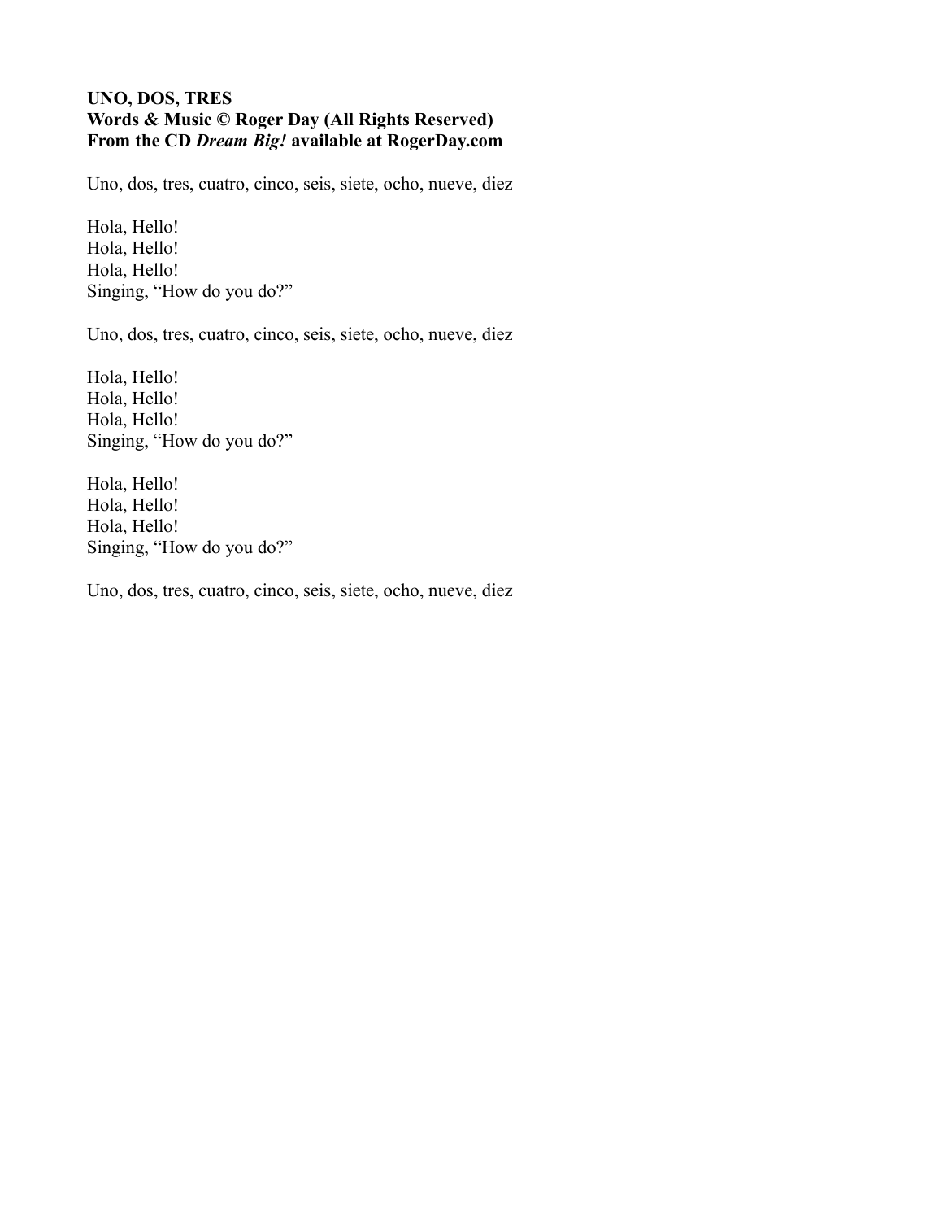**UNO, DOS, TRES**
**Words & Music © Roger Day (All Rights Reserved)**
**From the CD *Dream Big!* available at RogerDay.com**

Uno, dos, tres, cuatro, cinco, seis, siete, ocho, nueve, diez

Hola, Hello!
Hola, Hello!
Hola, Hello!
Singing, "How do you do?"

Uno, dos, tres, cuatro, cinco, seis, siete, ocho, nueve, diez

Hola, Hello!
Hola, Hello!
Hola, Hello!
Singing, "How do you do?"

Hola, Hello!
Hola, Hello!
Hola, Hello!
Singing, "How do you do?"

Uno, dos, tres, cuatro, cinco, seis, siete, ocho, nueve, diez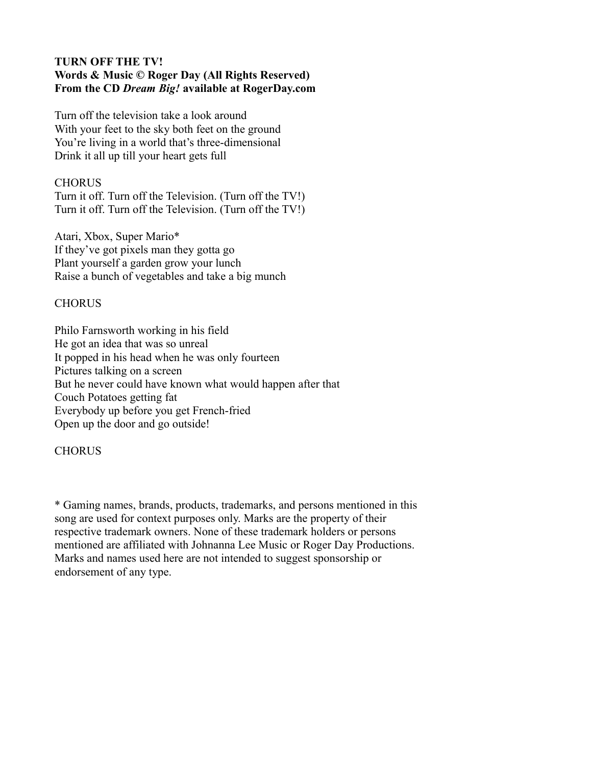**TURN OFF THE TV!**
**Words & Music © Roger Day (All Rights Reserved)**
**From the CD *Dream Big!* available at RogerDay.com**

Turn off the television take a look around
With your feet to the sky both feet on the ground
You're living in a world that's three-dimensional
Drink it all up till your heart gets full

CHORUS
Turn it off. Turn off the Television. (Turn off the TV!)
Turn it off. Turn off the Television. (Turn off the TV!)

Atari, Xbox, Super Mario*
If they've got pixels man they gotta go
Plant yourself a garden grow your lunch
Raise a bunch of vegetables and take a big munch

CHORUS

Philo Farnsworth working in his field
He got an idea that was so unreal
It popped in his head when he was only fourteen
Pictures talking on a screen
But he never could have known what would happen after that
Couch Potatoes getting fat
Everybody up before you get French-fried
Open up the door and go outside!

CHORUS

* Gaming names, brands, products, trademarks, and persons mentioned in this song are used for context purposes only. Marks are the property of their respective trademark owners. None of these trademark holders or persons mentioned are affiliated with Johnanna Lee Music or Roger Day Productions. Marks and names used here are not intended to suggest sponsorship or endorsement of any type.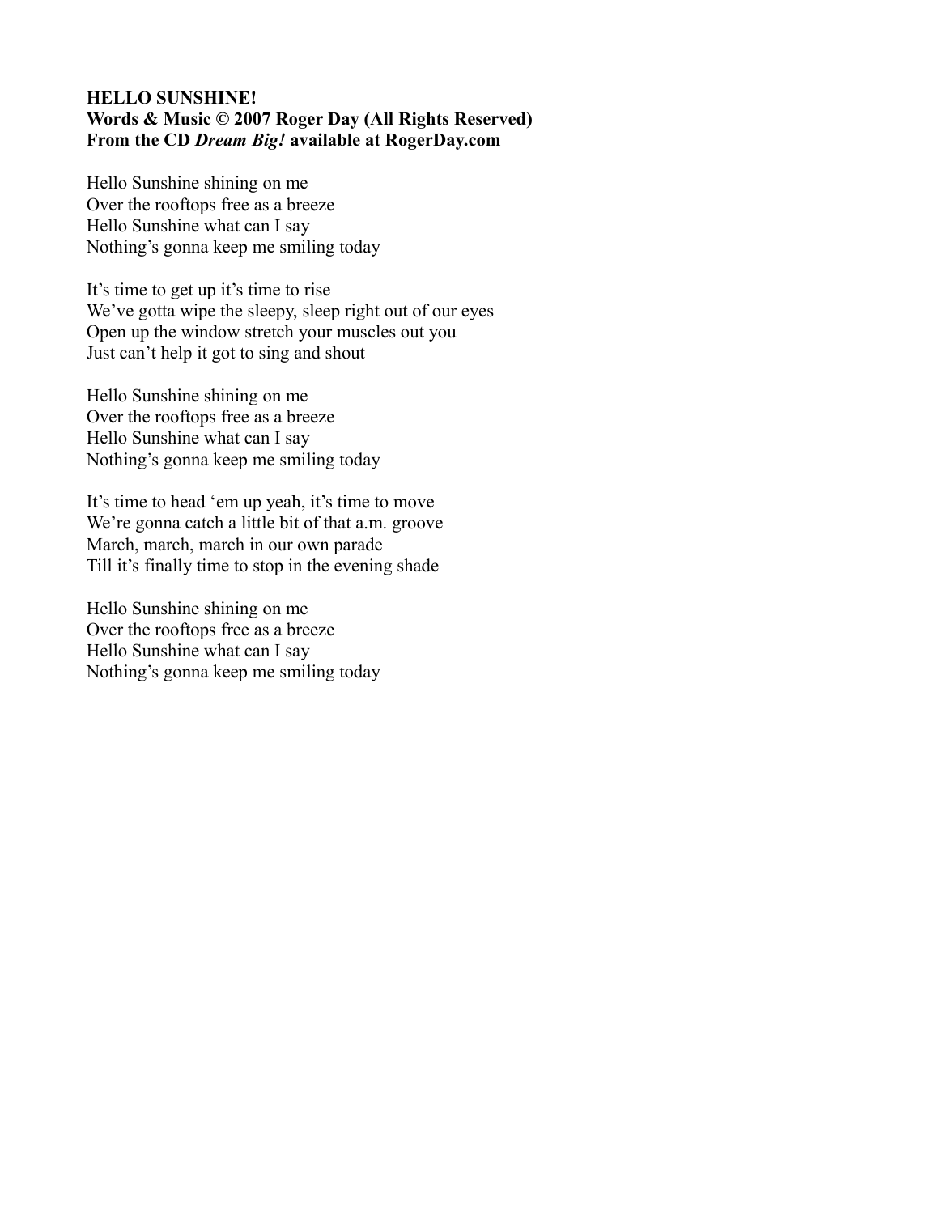**HELLO SUNSHINE!**
**Words & Music © 2007 Roger Day (All Rights Reserved)**
**From the CD *Dream Big!* available at RogerDay.com**

Hello Sunshine shining on me
Over the rooftops free as a breeze
Hello Sunshine what can I say
Nothing's gonna keep me smiling today

It's time to get up it's time to rise
We've gotta wipe the sleepy, sleep right out of our eyes
Open up the window stretch your muscles out you
Just can't help it got to sing and shout

Hello Sunshine shining on me
Over the rooftops free as a breeze
Hello Sunshine what can I say
Nothing's gonna keep me smiling today

It's time to head 'em up yeah, it's time to move
We're gonna catch a little bit of that a.m. groove
March, march, march in our own parade
Till it's finally time to stop in the evening shade

Hello Sunshine shining on me
Over the rooftops free as a breeze
Hello Sunshine what can I say
Nothing's gonna keep me smiling today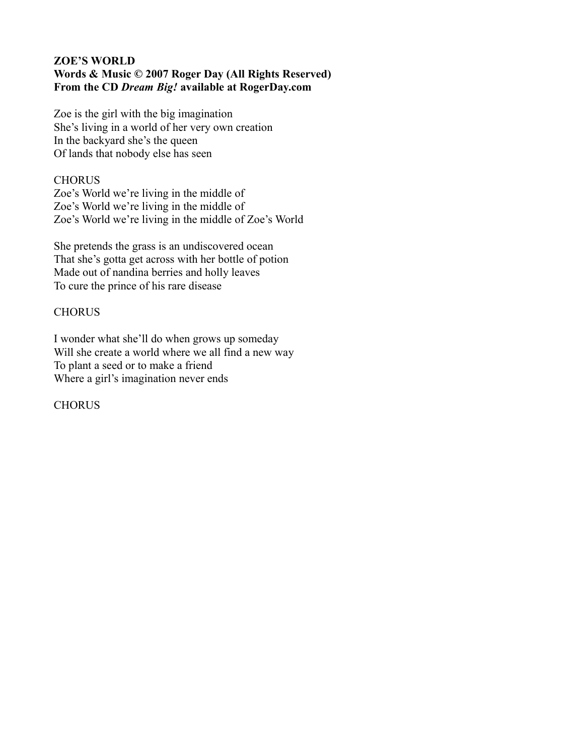**ZOE'S WORLD**
**Words & Music © 2007 Roger Day (All Rights Reserved)**
**From the CD *Dream Big!* available at RogerDay.com**

Zoe is the girl with the big imagination
She's living in a world of her very own creation
In the backyard she's the queen
Of lands that nobody else has seen

CHORUS
Zoe's World we're living in the middle of
Zoe's World we're living in the middle of
Zoe's World we're living in the middle of Zoe's World

She pretends the grass is an undiscovered ocean
That she's gotta get across with her bottle of potion
Made out of nandina berries and holly leaves
To cure the prince of his rare disease

CHORUS

I wonder what she'll do when grows up someday
Will she create a world where we all find a new way
To plant a seed or to make a friend
Where a girl's imagination never ends

CHORUS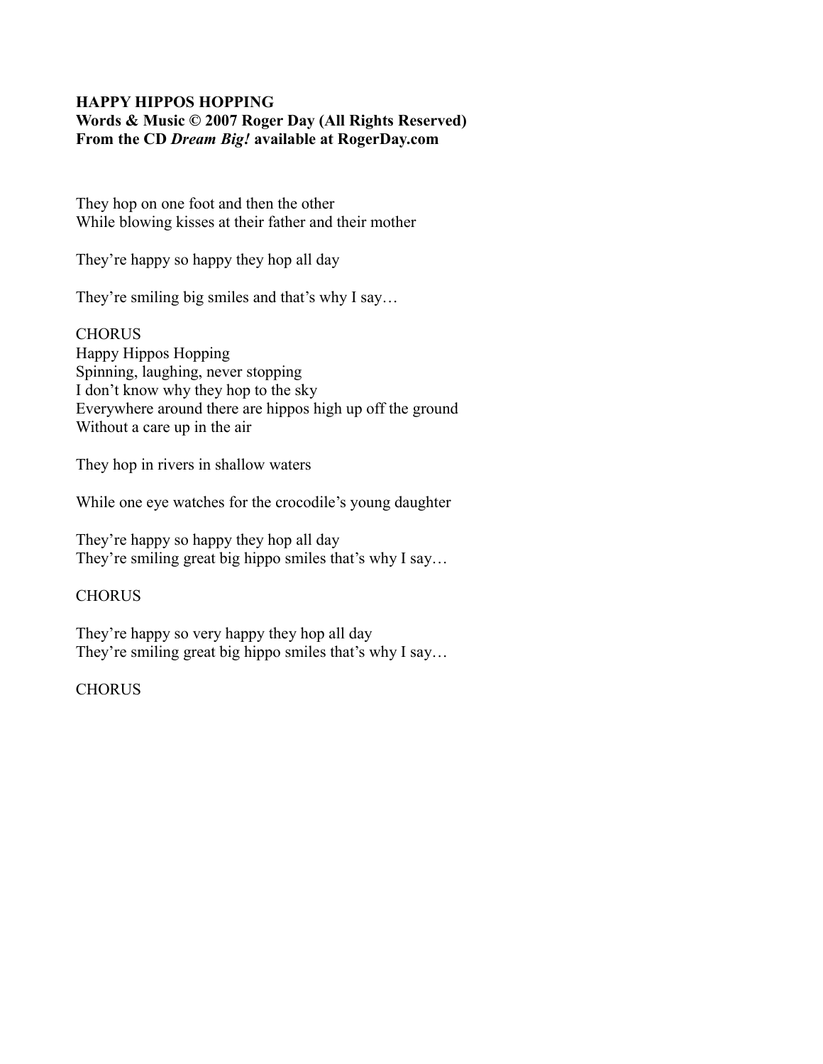**HAPPY HIPPOS HOPPING**
**Words & Music © 2007 Roger Day (All Rights Reserved)**
**From the CD *Dream Big!* available at RogerDay.com**

They hop on one foot and then the other
While blowing kisses at their father and their mother

They're happy so happy they hop all day

They're smiling big smiles and that's why I say…

CHORUS
Happy Hippos Hopping
Spinning, laughing, never stopping
I don't know why they hop to the sky
Everywhere around there are hippos high up off the ground
Without a care up in the air

They hop in rivers in shallow waters

While one eye watches for the crocodile's young daughter

They're happy so happy they hop all day
They're smiling great big hippo smiles that's why I say…

CHORUS

They're happy so very happy they hop all day
They're smiling great big hippo smiles that's why I say…

CHORUS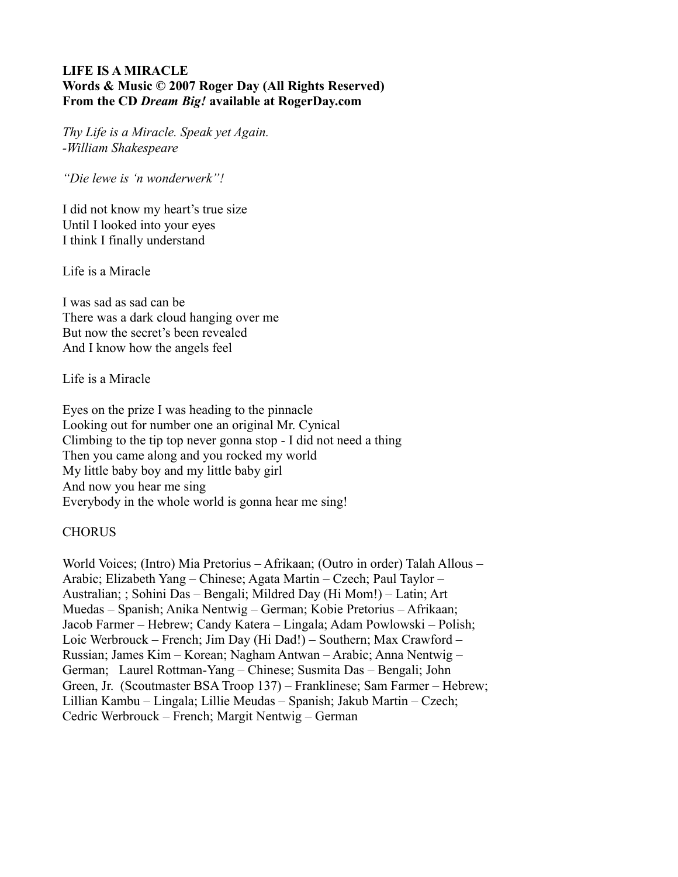**LIFE IS A MIRACLE**
**Words & Music © 2007 Roger Day (All Rights Reserved)**
**From the CD *Dream Big!* available at RogerDay.com**

*Thy Life is a Miracle. Speak yet Again.*
*-William Shakespeare*

*"Die lewe is 'n wonderwerk"!*

I did not know my heart's true size
Until I looked into your eyes
I think I finally understand

Life is a Miracle

I was sad as sad can be
There was a dark cloud hanging over me
But now the secret's been revealed
And I know how the angels feel

Life is a Miracle

Eyes on the prize I was heading to the pinnacle
Looking out for number one an original Mr. Cynical
Climbing to the tip top never gonna stop - I did not need a thing
Then you came along and you rocked my world
My little baby boy and my little baby girl
And now you hear me sing
Everybody in the whole world is gonna hear me sing!

CHORUS

World Voices; (Intro) Mia Pretorius – Afrikaan; (Outro in order) Talah Allous – Arabic; Elizabeth Yang – Chinese; Agata Martin – Czech; Paul Taylor – Australian; ; Sohini Das – Bengali; Mildred Day (Hi Mom!) – Latin; Art Muedas – Spanish; Anika Nentwig – German; Kobie Pretorius – Afrikaan; Jacob Farmer – Hebrew; Candy Katera – Lingala; Adam Powlowski – Polish; Loic Werbrouck – French; Jim Day (Hi Dad!) – Southern; Max Crawford – Russian; James Kim – Korean; Nagham Antwan – Arabic; Anna Nentwig – German; Laurel Rottman-Yang – Chinese; Susmita Das – Bengali; John Green, Jr. (Scoutmaster BSA Troop 137) – Franklinese; Sam Farmer – Hebrew; Lillian Kambu – Lingala; Lillie Meudas – Spanish; Jakub Martin – Czech; Cedric Werbrouck – French; Margit Nentwig – German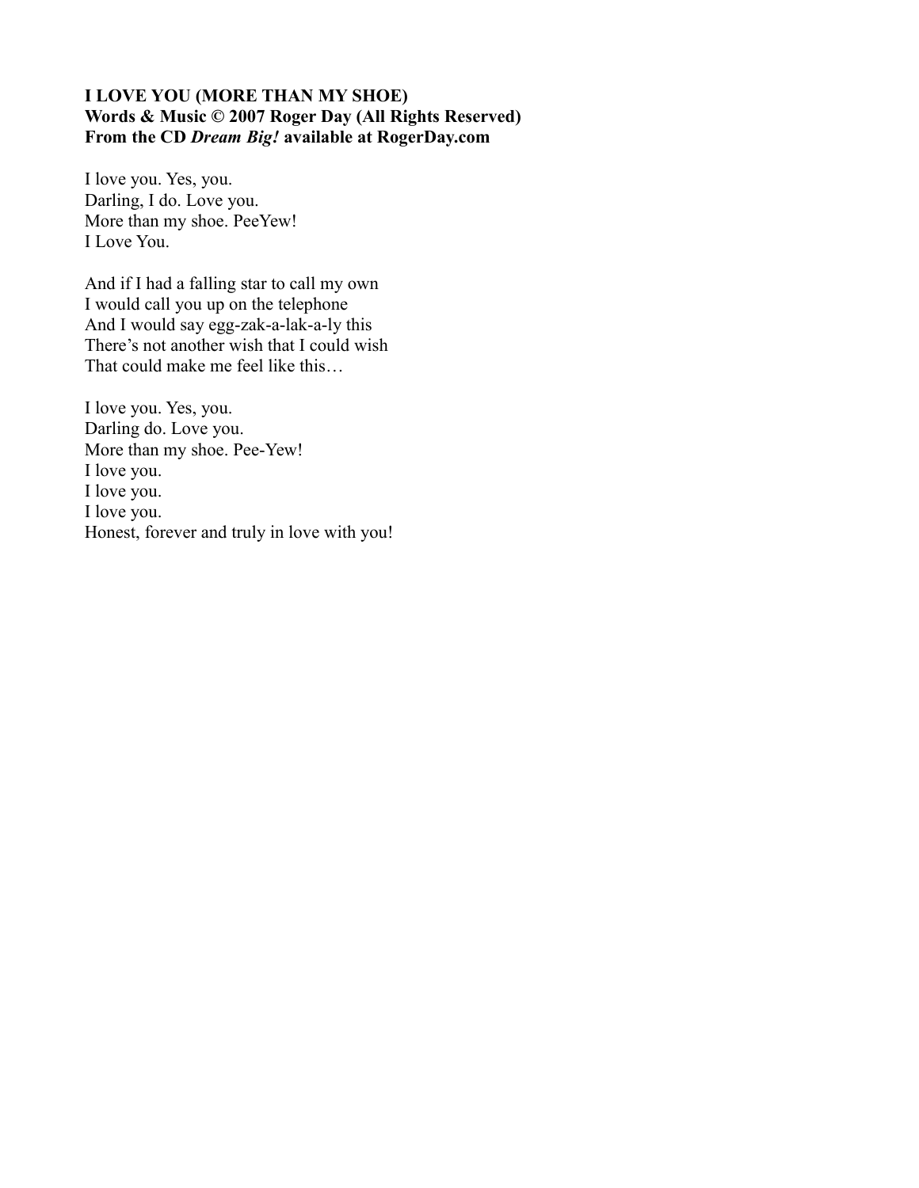**I LOVE YOU (MORE THAN MY SHOE)**
**Words & Music © 2007 Roger Day (All Rights Reserved)**
**From the CD *Dream Big!* available at RogerDay.com**

I love you. Yes, you.
Darling, I do. Love you.
More than my shoe. PeeYew!
I Love You.

And if I had a falling star to call my own
I would call you up on the telephone
And I would say egg-zak-a-lak-a-ly this
There's not another wish that I could wish
That could make me feel like this…

I love you. Yes, you.
Darling do. Love you.
More than my shoe. Pee-Yew!
I love you.
I love you.
I love you.
Honest, forever and truly in love with you!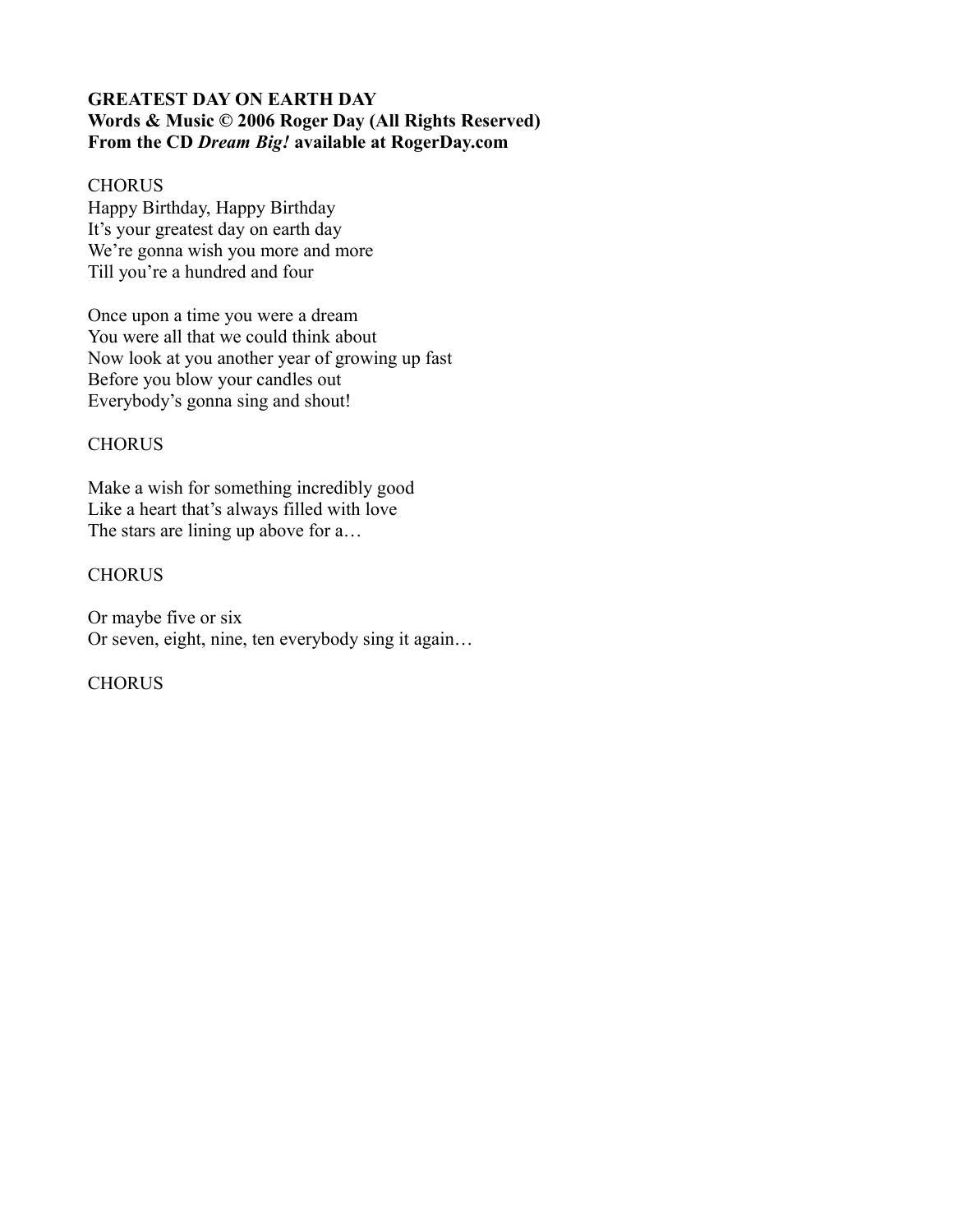**GREATEST DAY ON EARTH DAY**
**Words & Music © 2006 Roger Day (All Rights Reserved)**
**From the CD *Dream Big!* available at RogerDay.com**

CHORUS
Happy Birthday, Happy Birthday
It's your greatest day on earth day
We're gonna wish you more and more
Till you're a hundred and four

Once upon a time you were a dream
You were all that we could think about
Now look at you another year of growing up fast
Before you blow your candles out
Everybody's gonna sing and shout!

CHORUS

Make a wish for something incredibly good
Like a heart that's always filled with love
The stars are lining up above for a…

CHORUS

Or maybe five or six
Or seven, eight, nine, ten everybody sing it again…

CHORUS